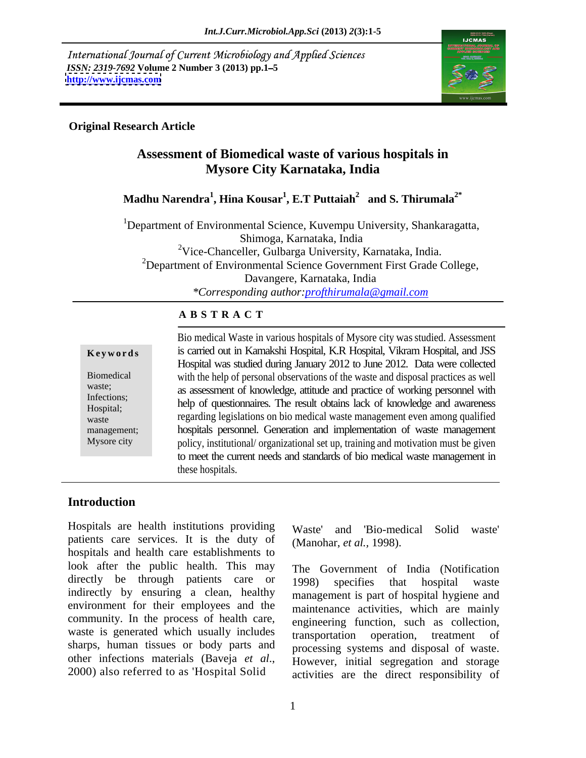International Journal of Current Microbiology and Applied Sciences
*ISSN: 2319-7692* Volume 2 Number 3 (2013) pp.1–5
http://www.ijcmas.com

**Original Research Article**

# Assessment of Biomedical waste of various hospitals in Mysore City Karnataka, India

**Madhu Narendra[1], Hina Kousar[1], E.T Puttaiah[2] and S. Thirumala[2*]**

[1]Department of Environmental Science, Kuvempu University, Shankaragatta, Shimoga, Karnataka, India

[2]Vice-Chanceller, Gulbarga University, Karnataka, India.

[2]Department of Environmental Science Government First Grade College, Davangere, Karnataka, India

*\*Corresponding author:*profthirumala@gmail.com

## ABSTRACT

**Keywords**

Biomedical waste; Infections; Hospital; waste management; Mysore city

Bio medical Waste in various hospitals of Mysore city was studied. Assessment is carried out in Kamakshi Hospital, K.R Hospital, Vikram Hospital, and JSS Hospital was studied during January 2012 to June 2012. Data were collected with the help of personal observations of the waste and disposal practices as well as assessment of knowledge, attitude and practice of working personnel with help of questionnaires. The result obtains lack of knowledge and awareness regarding legislations on bio medical waste management even among qualified hospitals personnel. Generation and implementation of waste management policy, institutional/ organizational set up, training and motivation must be given to meet the current needs and standards of bio medical waste management in these hospitals.

## Introduction

Hospitals are health institutions providing patients care services. It is the duty of hospitals and health care establishments to look after the public health. This may directly be through patients care or indirectly by ensuring a clean, healthy environment for their employees and the community. In the process of health care, waste is generated which usually includes sharps, human tissues or body parts and other infections materials (Baveja *et al*., 2000) also referred to as 'Hospital Solid Waste' and 'Bio-medical Solid waste' (Manohar, *et al.*, 1998).

The Government of India (Notification 1998) specifies that hospital waste management is part of hospital hygiene and maintenance activities, which are mainly engineering function, such as collection, transportation operation, treatment of processing systems and disposal of waste. However, initial segregation and storage activities are the direct responsibility of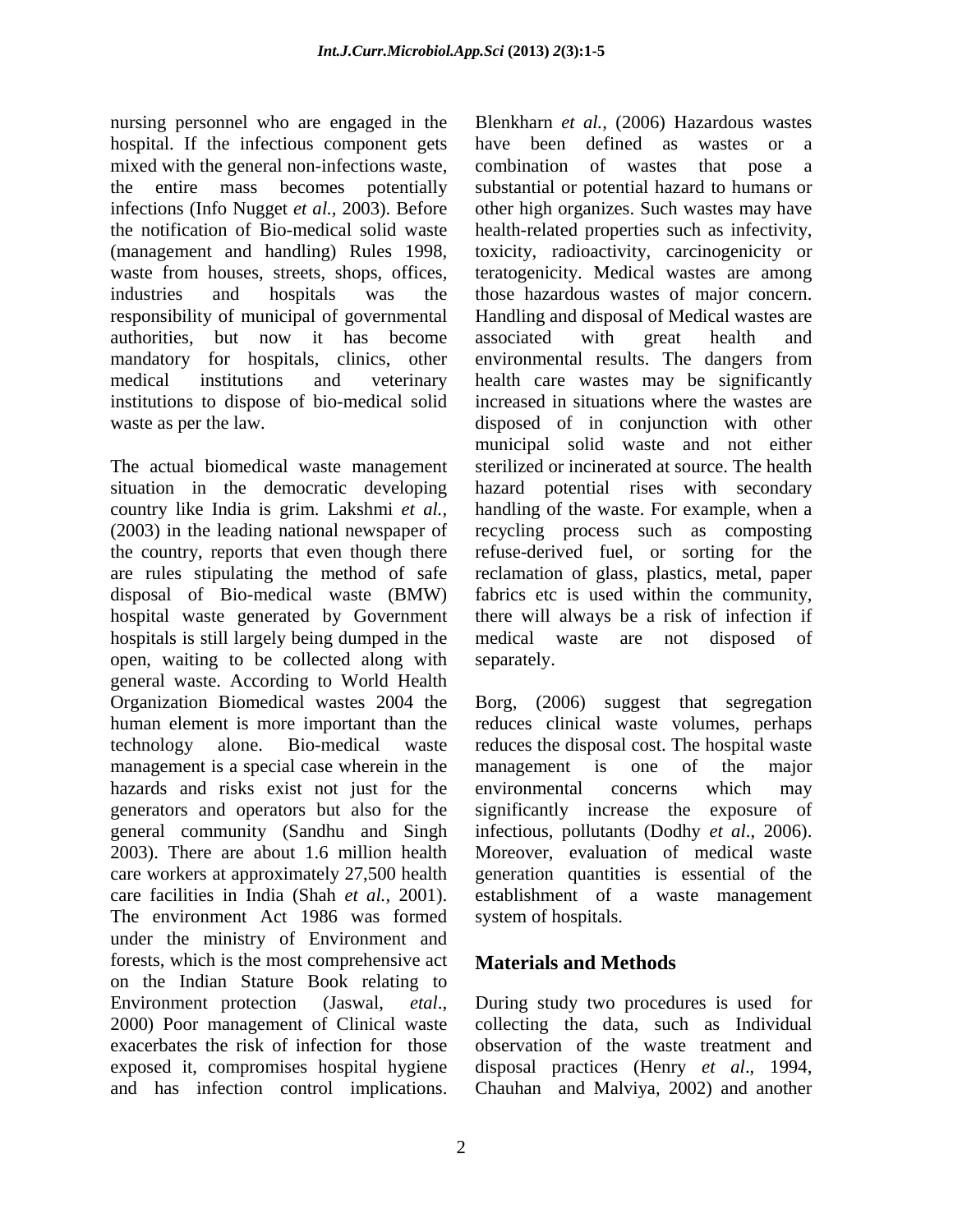nursing personnel who are engaged in the hospital. If the infectious component gets mixed with the general non-infections waste, the entire mass becomes potentially infections (Info Nugget *et al.,* 2003). Before the notification of Bio-medical solid waste (management and handling) Rules 1998, waste from houses, streets, shops, offices, industries and hospitals was the responsibility of municipal of governmental authorities, but now it has become mandatory for hospitals, clinics, other medical institutions and veterinary institutions to dispose of bio-medical solid waste as per the law.

The actual biomedical waste management situation in the democratic developing country like India is grim. Lakshmi *et al.,* (2003) in the leading national newspaper of the country, reports that even though there are rules stipulating the method of safe disposal of Bio-medical waste (BMW) hospital waste generated by Government hospitals is still largely being dumped in the open, waiting to be collected along with general waste. According to World Health Organization Biomedical wastes 2004 the human element is more important than the technology alone. Bio-medical waste management is a special case wherein in the hazards and risks exist not just for the generators and operators but also for the general community (Sandhu and Singh 2003). There are about 1.6 million health care workers at approximately 27,500 health care facilities in India (Shah *et al.,* 2001). The environment Act 1986 was formed under the ministry of Environment and forests, which is the most comprehensive act on the Indian Stature Book relating to Environment protection (Jaswal, *etal*., 2000) Poor management of Clinical waste exacerbates the risk of infection for those exposed it, compromises hospital hygiene and has infection control implications. Blenkharn *et al.,* (2006) Hazardous wastes have been defined as wastes or a combination of wastes that pose a substantial or potential hazard to humans or other high organizes. Such wastes may have health-related properties such as infectivity, toxicity, radioactivity, carcinogenicity or teratogenicity. Medical wastes are among those hazardous wastes of major concern. Handling and disposal of Medical wastes are associated with great health and environmental results. The dangers from health care wastes may be significantly increased in situations where the wastes are disposed of in conjunction with other municipal solid waste and not either sterilized or incinerated at source. The health hazard potential rises with secondary handling of the waste. For example, when a recycling process such as composting refuse-derived fuel, or sorting for the reclamation of glass, plastics, metal, paper fabrics etc is used within the community, there will always be a risk of infection if medical waste are not disposed of separately.

Borg, (2006) suggest that segregation reduces clinical waste volumes, perhaps reduces the disposal cost. The hospital waste management is one of the major environmental concerns which may significantly increase the exposure of infectious, pollutants (Dodhy *et al*., 2006). Moreover, evaluation of medical waste generation quantities is essential of the establishment of a waste management system of hospitals.

## Materials and Methods

During study two procedures is used for collecting the data, such as Individual observation of the waste treatment and disposal practices (Henry *et al*., 1994, Chauhan and Malviya, 2002) and another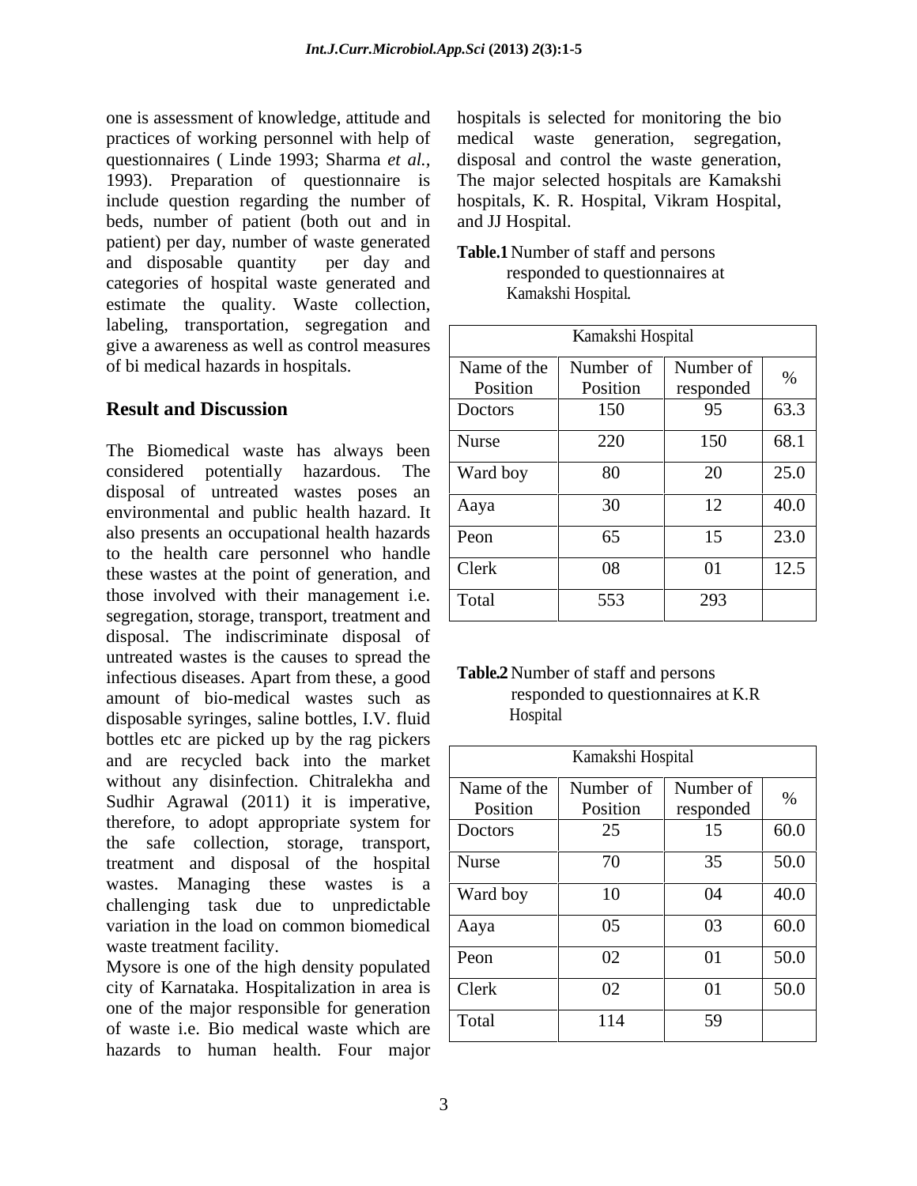one is assessment of knowledge, attitude and practices of working personnel with help of questionnaires ( Linde 1993; Sharma *et al.,* 1993). Preparation of questionnaire is include question regarding the number of beds, number of patient (both out and in patient) per day, number of waste generated and disposable quantity per day and categories of hospital waste generated and estimate the quality. Waste collection, labeling, transportation, segregation and give a awareness as well as control measures of bi medical hazards in hospitals.

## Result and Discussion

The Biomedical waste has always been considered potentially hazardous. The disposal of untreated wastes poses an environmental and public health hazard. It also presents an occupational health hazards to the health care personnel who handle these wastes at the point of generation, and those involved with their management i.e. segregation, storage, transport, treatment and disposal. The indiscriminate disposal of untreated wastes is the causes to spread the infectious diseases. Apart from these, a good amount of bio-medical wastes such as disposable syringes, saline bottles, I.V. fluid bottles etc are picked up by the rag pickers and are recycled back into the market without any disinfection. Chitralekha and Sudhir Agrawal (2011) it is imperative, therefore, to adopt appropriate system for the safe collection, storage, transport, treatment and disposal of the hospital wastes. Managing these wastes is a challenging task due to unpredictable variation in the load on common biomedical waste treatment facility.

Mysore is one of the high density populated city of Karnataka. Hospitalization in area is one of the major responsible for generation of waste i.e. Bio medical waste which are hazards to human health. Four major hospitals is selected for monitoring the bio medical waste generation, segregation, disposal and control the waste generation, The major selected hospitals are Kamakshi hospitals, K. R. Hospital, Vikram Hospital, and JJ Hospital.

**Table.1** Number of staff and persons responded to questionnaires at Kamakshi Hospital.

| Kamakshi Hospital | | | |
|---|---|---|---|
| Name of the Position | Number of Position | Number of responded | % |
| Doctors | 150 | 95 | 63.3 |
| Nurse | 220 | 150 | 68.1 |
| Ward boy | 80 | 20 | 25.0 |
| Aaya | 30 | 12 | 40.0 |
| Peon | 65 | 15 | 23.0 |
| Clerk | 08 | 01 | 12.5 |
| Total | 553 | 293 | |

**Table.2** Number of staff and persons responded to questionnaires at K.R Hospital

| Kamakshi Hospital | | | |
|---|---|---|---|
| Name of the Position | Number of Position | Number of responded | % |
| Doctors | 25 | 15 | 60.0 |
| Nurse | 70 | 35 | 50.0 |
| Ward boy | 10 | 04 | 40.0 |
| Aaya | 05 | 03 | 60.0 |
| Peon | 02 | 01 | 50.0 |
| Clerk | 02 | 01 | 50.0 |
| Total | 114 | 59 | |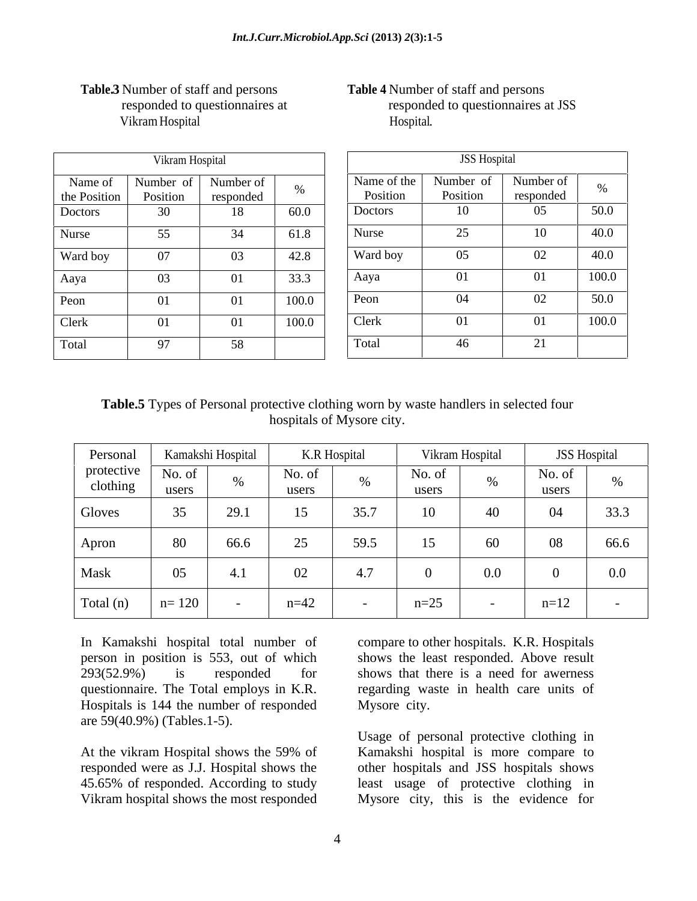**Table.3** Number of staff and persons responded to questionnaires at Vikram Hospital

| Vikram Hospital | | | |
|---|---|---|---|
| Name of the Position | Number of Position | Number of responded | % |
| Doctors | 30 | 18 | 60.0 |
| Nurse | 55 | 34 | 61.8 |
| Ward boy | 07 | 03 | 42.8 |
| Aaya | 03 | 01 | 33.3 |
| Peon | 01 | 01 | 100.0 |
| Clerk | 01 | 01 | 100.0 |
| Total | 97 | 58 | |

**Table 4** Number of staff and persons responded to questionnaires at JSS Hospital.

| JSS Hospital | | | |
|---|---|---|---|
| Name of the Position | Number of Position | Number of responded | % |
| Doctors | 10 | 05 | 50.0 |
| Nurse | 25 | 10 | 40.0 |
| Ward boy | 05 | 02 | 40.0 |
| Aaya | 01 | 01 | 100.0 |
| Peon | 04 | 02 | 50.0 |
| Clerk | 01 | 01 | 100.0 |
| Total | 46 | 21 | |

**Table.5** Types of Personal protective clothing worn by waste handlers in selected four hospitals of Mysore city.

| Personal protective clothing | Kamakshi Hospital | | K.R Hospital | | Vikram Hospital | | JSS Hospital | |
|---|---|---|---|---|---|---|---|---|
| | No. of users | % | No. of users | % | No. of users | % | No. of users | % |
| Gloves | 35 | 29.1 | 15 | 35.7 | 10 | 40 | 04 | 33.3 |
| Apron | 80 | 66.6 | 25 | 59.5 | 15 | 60 | 08 | 66.6 |
| Mask | 05 | 4.1 | 02 | 4.7 | 0 | 0.0 | 0 | 0.0 |
| Total (n) | n= 120 | - | n=42 | - | n=25 | - | n=12 | - |

In Kamakshi hospital total number of person in position is 553, out of which 293(52.9%) is responded for questionnaire. The Total employs in K.R. Hospitals is 144 the number of responded are 59(40.9%) (Tables.1-5).

At the vikram Hospital shows the 59% of responded were as J.J. Hospital shows the 45.65% of responded. According to study Vikram hospital shows the most responded compare to other hospitals. K.R. Hospitals shows the least responded. Above result shows that there is a need for awerness regarding waste in health care units of Mysore city.

Usage of personal protective clothing in Kamakshi hospital is more compare to other hospitals and JSS hospitals shows least usage of protective clothing in Mysore city, this is the evidence for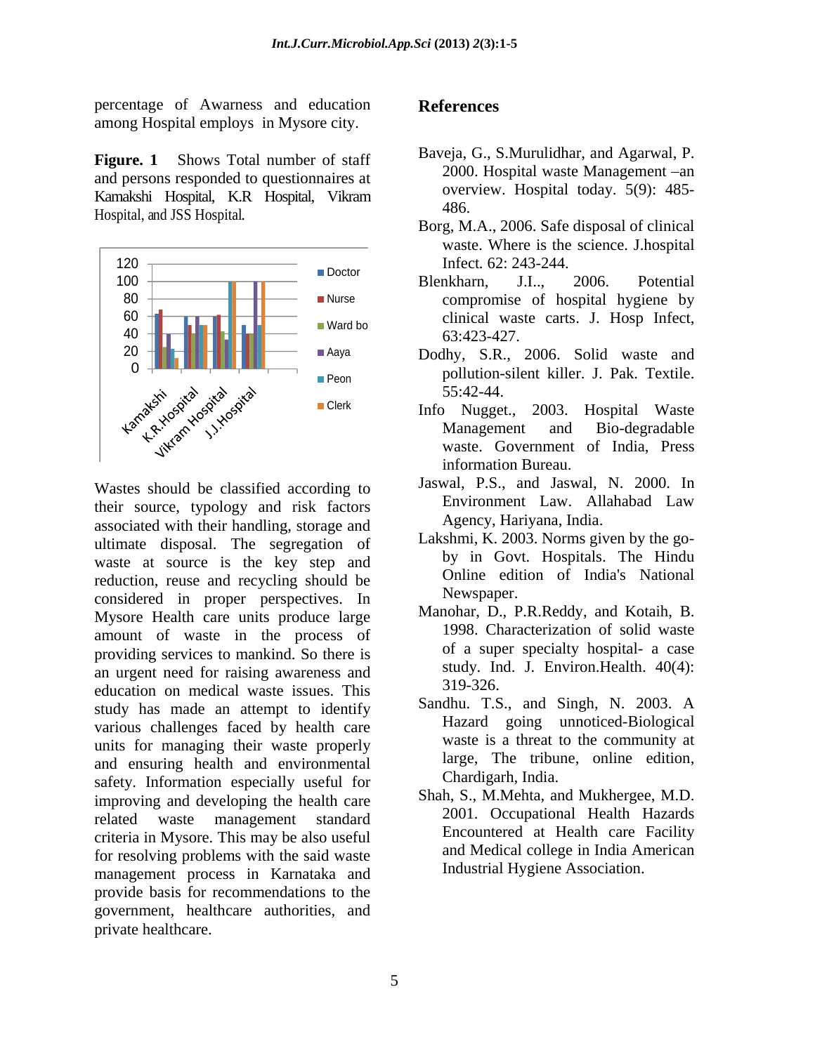percentage of Awarness and education among Hospital employs in Mysore city.

**Figure. 1** Shows Total number of staff and persons responded to questionnaires at Kamakshi Hospital, K.R Hospital, Vikram Hospital, and JSS Hospital.

120
100
80
60
40
20
0

Kamakshi
K.R.Hospital
Vikram Hospital
J.J.Hospital

Doctor
Nurse
Ward bo
Aaya
Peon
Clerk

Wastes should be classified according to their source, typology and risk factors associated with their handling, storage and ultimate disposal. The segregation of waste at source is the key step and reduction, reuse and recycling should be considered in proper perspectives. In Mysore Health care units produce large amount of waste in the process of providing services to mankind. So there is an urgent need for raising awareness and education on medical waste issues. This study has made an attempt to identify various challenges faced by health care units for managing their waste properly and ensuring health and environmental safety. Information especially useful for improving and developing the health care related waste management standard criteria in Mysore. This may be also useful for resolving problems with the said waste management process in Karnataka and provide basis for recommendations to the government, healthcare authorities, and private healthcare.

## References

Baveja, G., S.Murulidhar, and Agarwal, P. 2000. Hospital waste Management –an overview. Hospital today. 5(9): 485-486.

Borg, M.A., 2006. Safe disposal of clinical waste. Where is the science. J.hospital Infect. 62: 243-244.

Blenkharn, J.I.., 2006. Potential compromise of hospital hygiene by clinical waste carts. J. Hosp Infect, 63:423-427.

Dodhy, S.R., 2006. Solid waste and pollution-silent killer. J. Pak. Textile. 55:42-44.

Info Nugget., 2003. Hospital Waste Management and Bio-degradable waste. Government of India, Press information Bureau.

Jaswal, P.S., and Jaswal, N. 2000. In Environment Law. Allahabad Law Agency, Hariyana, India.

Lakshmi, K. 2003. Norms given by the go-by in Govt. Hospitals. The Hindu Online edition of India's National Newspaper.

Manohar, D., P.R.Reddy, and Kotaih, B. 1998. Characterization of solid waste of a super specialty hospital- a case study. Ind. J. Environ.Health. 40(4): 319-326.

Sandhu. T.S., and Singh, N. 2003. A Hazard going unnoticed-Biological waste is a threat to the community at large, The tribune, online edition, Chardigarh, India.

Shah, S., M.Mehta, and Mukhergee, M.D. 2001. Occupational Health Hazards Encountered at Health care Facility and Medical college in India American Industrial Hygiene Association.